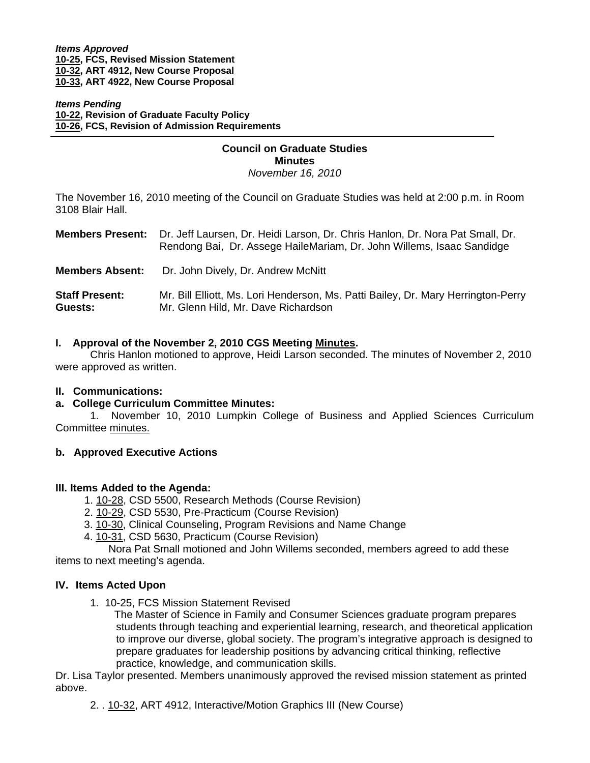***Items Approved***
**10-25, FCS, Revised Mission Statement**
**10-32, ART 4912, New Course Proposal**
**10-33, ART 4922, New Course Proposal**

***Items Pending***
**10-22, Revision of Graduate Faculty Policy**
**10-26, FCS, Revision of Admission Requirements**

---

# Council on Graduate Studies
## Minutes
*November 16, 2010*

The November 16, 2010 meeting of the Council on Graduate Studies was held at 2:00 p.m. in Room 3108 Blair Hall.

**Members Present:** Dr. Jeff Laursen, Dr. Heidi Larson, Dr. Chris Hanlon, Dr. Nora Pat Small, Dr. Rendong Bai, Dr. Assege HaileMariam, Dr. John Willems, Isaac Sandidge

**Members Absent:** Dr. John Dively, Dr. Andrew McNitt

**Staff Present:** Mr. Bill Elliott, Ms. Lori Henderson, Ms. Patti Bailey, Dr. Mary Herrington-Perry
**Guests:** Mr. Glenn Hild, Mr. Dave Richardson

### I. Approval of the November 2, 2010 CGS Meeting Minutes.

Chris Hanlon motioned to approve, Heidi Larson seconded. The minutes of November 2, 2010 were approved as written.

### II. Communications:

**a. College Curriculum Committee Minutes:**

1. November 10, 2010 Lumpkin College of Business and Applied Sciences Curriculum Committee minutes.

**b. Approved Executive Actions**

### III. Items Added to the Agenda:

1. 10-28, CSD 5500, Research Methods (Course Revision)
2. 10-29, CSD 5530, Pre-Practicum (Course Revision)
3. 10-30, Clinical Counseling, Program Revisions and Name Change
4. 10-31, CSD 5630, Practicum (Course Revision)

Nora Pat Small motioned and John Willems seconded, members agreed to add these items to next meeting's agenda.

### IV. Items Acted Upon

1. 10-25, FCS Mission Statement Revised

   The Master of Science in Family and Consumer Sciences graduate program prepares students through teaching and experiential learning, research, and theoretical application to improve our diverse, global society. The program's integrative approach is designed to prepare graduates for leadership positions by advancing critical thinking, reflective practice, knowledge, and communication skills.

Dr. Lisa Taylor presented. Members unanimously approved the revised mission statement as printed above.

2. . 10-32, ART 4912, Interactive/Motion Graphics III (New Course)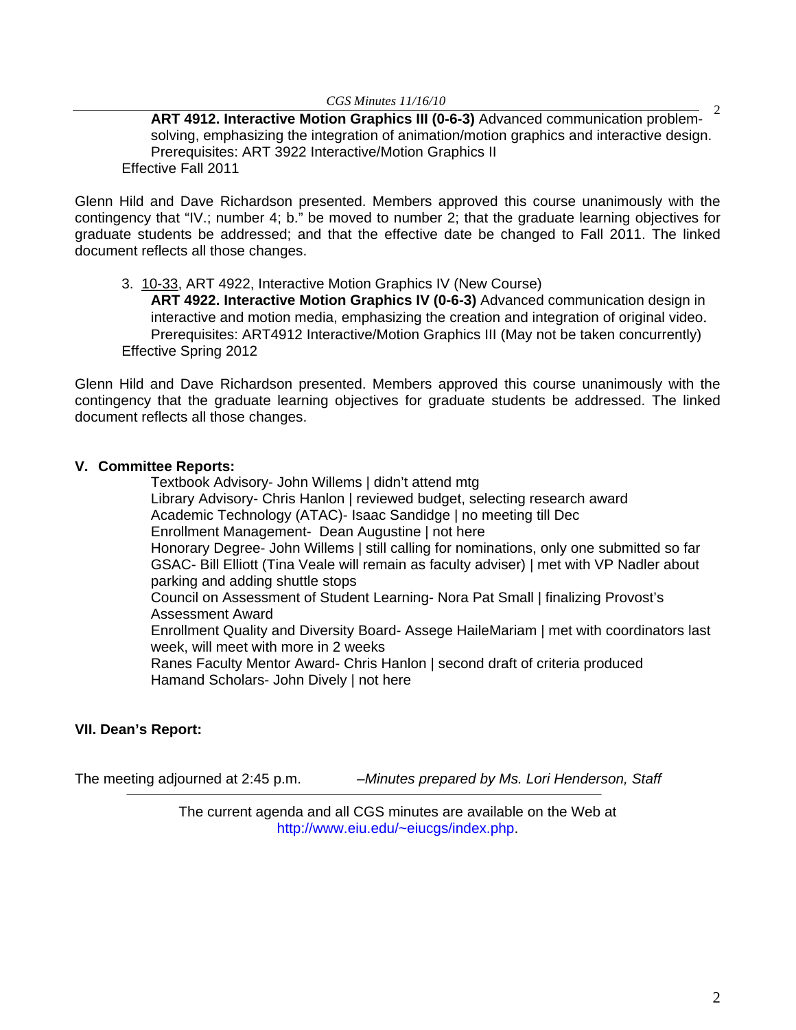**ART 4912. Interactive Motion Graphics III (0-6-3)** Advanced communication problem-solving, emphasizing the integration of animation/motion graphics and interactive design. Prerequisites: ART 3922 Interactive/Motion Graphics II

Effective Fall 2011

Glenn Hild and Dave Richardson presented. Members approved this course unanimously with the contingency that "IV.; number 4; b." be moved to number 2; that the graduate learning objectives for graduate students be addressed; and that the effective date be changed to Fall 2011. The linked document reflects all those changes.

3. 10-33, ART 4922, Interactive Motion Graphics IV (New Course)

   **ART 4922. Interactive Motion Graphics IV (0-6-3)** Advanced communication design in interactive and motion media, emphasizing the creation and integration of original video. Prerequisites: ART4912 Interactive/Motion Graphics III (May not be taken concurrently)

   Effective Spring 2012

Glenn Hild and Dave Richardson presented. Members approved this course unanimously with the contingency that the graduate learning objectives for graduate students be addressed. The linked document reflects all those changes.

## V. Committee Reports:

Textbook Advisory- John Willems | didn't attend mtg
Library Advisory- Chris Hanlon | reviewed budget, selecting research award
Academic Technology (ATAC)- Isaac Sandidge | no meeting till Dec
Enrollment Management- Dean Augustine | not here
Honorary Degree- John Willems | still calling for nominations, only one submitted so far
GSAC- Bill Elliott (Tina Veale will remain as faculty adviser) | met with VP Nadler about parking and adding shuttle stops
Council on Assessment of Student Learning- Nora Pat Small | finalizing Provost's Assessment Award
Enrollment Quality and Diversity Board- Assege HaileMariam | met with coordinators last week, will meet with more in 2 weeks
Ranes Faculty Mentor Award- Chris Hanlon | second draft of criteria produced
Hamand Scholars- John Dively | not here

## VII. Dean's Report:

The meeting adjourned at 2:45 p.m. *–Minutes prepared by Ms. Lori Henderson, Staff*

---

The current agenda and all CGS minutes are available on the Web at http://www.eiu.edu/~eiucgs/index.php.